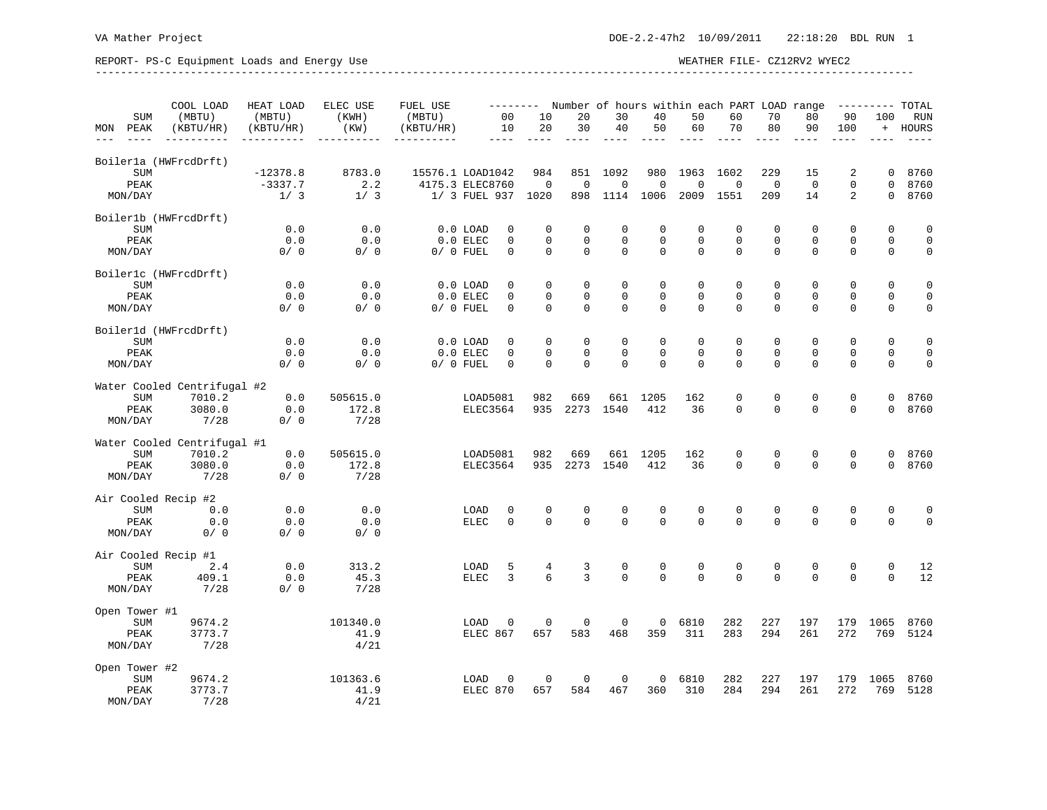VA Mather Project DOE-2.2-47h2 10/09/2011 22:18:20 BDL RUN 1

REPORT- PS-C Equipment Loads and Energy Use WEATHER FILE- CZ12RV2 WYEC2

| MON | SUM / PEAK | COOL LOAD (MBTU) (KBTU/HR) | HEAT LOAD (MBTU) (KBTU/HR) | ELEC USE (KWH) (KW) | FUEL USE (MBTU) (KBTU/HR) | | 00-10 | 10-20 | 20-30 | 30-40 | 40-50 | 50-60 | 60-70 | 70-80 | 80-90 | 90-100 | 100+ | TOTAL RUN HOURS |
|---|---|---|---|---|---|---|---|---|---|---|---|---|---|---|---|---|---|---|
| **Boiler1a (HWFrcdDrft)** | | | | | | | | | | | | | | | | | | |
| | SUM | | -12378.8 | 8783.0 | 15576.1 | LOAD | 1042 | 984 | 851 | 1092 | 980 | 1963 | 1602 | 229 | 15 | 2 | 0 | 8760 |
| | PEAK | | -3337.7 | 2.2 | 4175.3 | ELEC | 8760 | 0 | 0 | 0 | 0 | 0 | 0 | 0 | 0 | 0 | 0 | 8760 |
| MON/DAY | | | 1/ 3 | 1/ 3 | 1/ 3 | FUEL | 937 | 1020 | 898 | 1114 | 1006 | 2009 | 1551 | 209 | 14 | 2 | 0 | 8760 |
| **Boiler1b (HWFrcdDrft)** | | | | | | | | | | | | | | | | | | |
| | SUM | | 0.0 | 0.0 | 0.0 | LOAD | 0 | 0 | 0 | 0 | 0 | 0 | 0 | 0 | 0 | 0 | 0 | 0 |
| | PEAK | | 0.0 | 0.0 | 0.0 | ELEC | 0 | 0 | 0 | 0 | 0 | 0 | 0 | 0 | 0 | 0 | 0 | 0 |
| MON/DAY | | | 0/ 0 | 0/ 0 | 0/ 0 | FUEL | 0 | 0 | 0 | 0 | 0 | 0 | 0 | 0 | 0 | 0 | 0 | 0 |
| **Boiler1c (HWFrcdDrft)** | | | | | | | | | | | | | | | | | | |
| | SUM | | 0.0 | 0.0 | 0.0 | LOAD | 0 | 0 | 0 | 0 | 0 | 0 | 0 | 0 | 0 | 0 | 0 | 0 |
| | PEAK | | 0.0 | 0.0 | 0.0 | ELEC | 0 | 0 | 0 | 0 | 0 | 0 | 0 | 0 | 0 | 0 | 0 | 0 |
| MON/DAY | | | 0/ 0 | 0/ 0 | 0/ 0 | FUEL | 0 | 0 | 0 | 0 | 0 | 0 | 0 | 0 | 0 | 0 | 0 | 0 |
| **Boiler1d (HWFrcdDrft)** | | | | | | | | | | | | | | | | | | |
| | SUM | | 0.0 | 0.0 | 0.0 | LOAD | 0 | 0 | 0 | 0 | 0 | 0 | 0 | 0 | 0 | 0 | 0 | 0 |
| | PEAK | | 0.0 | 0.0 | 0.0 | ELEC | 0 | 0 | 0 | 0 | 0 | 0 | 0 | 0 | 0 | 0 | 0 | 0 |
| MON/DAY | | | 0/ 0 | 0/ 0 | 0/ 0 | FUEL | 0 | 0 | 0 | 0 | 0 | 0 | 0 | 0 | 0 | 0 | 0 | 0 |
| **Water Cooled Centrifugal #2** | | | | | | | | | | | | | | | | | | |
| | SUM | 7010.2 | 0.0 | 505615.0 | | LOAD | 5081 | 982 | 669 | 661 | 1205 | 162 | 0 | 0 | 0 | 0 | 0 | 8760 |
| | PEAK | 3080.0 | 0.0 | 172.8 | | ELEC | 3564 | 935 | 2273 | 1540 | 412 | 36 | 0 | 0 | 0 | 0 | 0 | 8760 |
| MON/DAY | | 7/28 | 0/ 0 | 7/28 | | | | | | | | | | | | | | |
| **Water Cooled Centrifugal #1** | | | | | | | | | | | | | | | | | | |
| | SUM | 7010.2 | 0.0 | 505615.0 | | LOAD | 5081 | 982 | 669 | 661 | 1205 | 162 | 0 | 0 | 0 | 0 | 0 | 8760 |
| | PEAK | 3080.0 | 0.0 | 172.8 | | ELEC | 3564 | 935 | 2273 | 1540 | 412 | 36 | 0 | 0 | 0 | 0 | 0 | 8760 |
| MON/DAY | | 7/28 | 0/ 0 | 7/28 | | | | | | | | | | | | | | |
| **Air Cooled Recip #2** | | | | | | | | | | | | | | | | | | |
| | SUM | 0.0 | 0.0 | 0.0 | | LOAD | 0 | 0 | 0 | 0 | 0 | 0 | 0 | 0 | 0 | 0 | 0 | 0 |
| | PEAK | 0.0 | 0.0 | 0.0 | | ELEC | 0 | 0 | 0 | 0 | 0 | 0 | 0 | 0 | 0 | 0 | 0 | 0 |
| MON/DAY | | 0/ 0 | 0/ 0 | 0/ 0 | | | | | | | | | | | | | | |
| **Air Cooled Recip #1** | | | | | | | | | | | | | | | | | | |
| | SUM | 2.4 | 0.0 | 313.2 | | LOAD | 5 | 4 | 3 | 0 | 0 | 0 | 0 | 0 | 0 | 0 | 0 | 12 |
| | PEAK | 409.1 | 0.0 | 45.3 | | ELEC | 3 | 6 | 3 | 0 | 0 | 0 | 0 | 0 | 0 | 0 | 0 | 12 |
| MON/DAY | | 7/28 | 0/ 0 | 7/28 | | | | | | | | | | | | | | |
| **Open Tower #1** | | | | | | | | | | | | | | | | | | |
| | SUM | 9674.2 | | 101340.0 | | LOAD | 0 | 0 | 0 | 0 | 0 | 6810 | 282 | 227 | 197 | 179 | 1065 | 8760 |
| | PEAK | 3773.7 | | 41.9 | | ELEC | 867 | 657 | 583 | 468 | 359 | 311 | 283 | 294 | 261 | 272 | 769 | 5124 |
| MON/DAY | | 7/28 | | 4/21 | | | | | | | | | | | | | | |
| **Open Tower #2** | | | | | | | | | | | | | | | | | | |
| | SUM | 9674.2 | | 101363.6 | | LOAD | 0 | 0 | 0 | 0 | 0 | 6810 | 282 | 227 | 197 | 179 | 1065 | 8760 |
| | PEAK | 3773.7 | | 41.9 | | ELEC | 870 | 657 | 584 | 467 | 360 | 310 | 284 | 294 | 261 | 272 | 769 | 5128 |
| MON/DAY | | 7/28 | | 4/21 | | | | | | | | | | | | | | |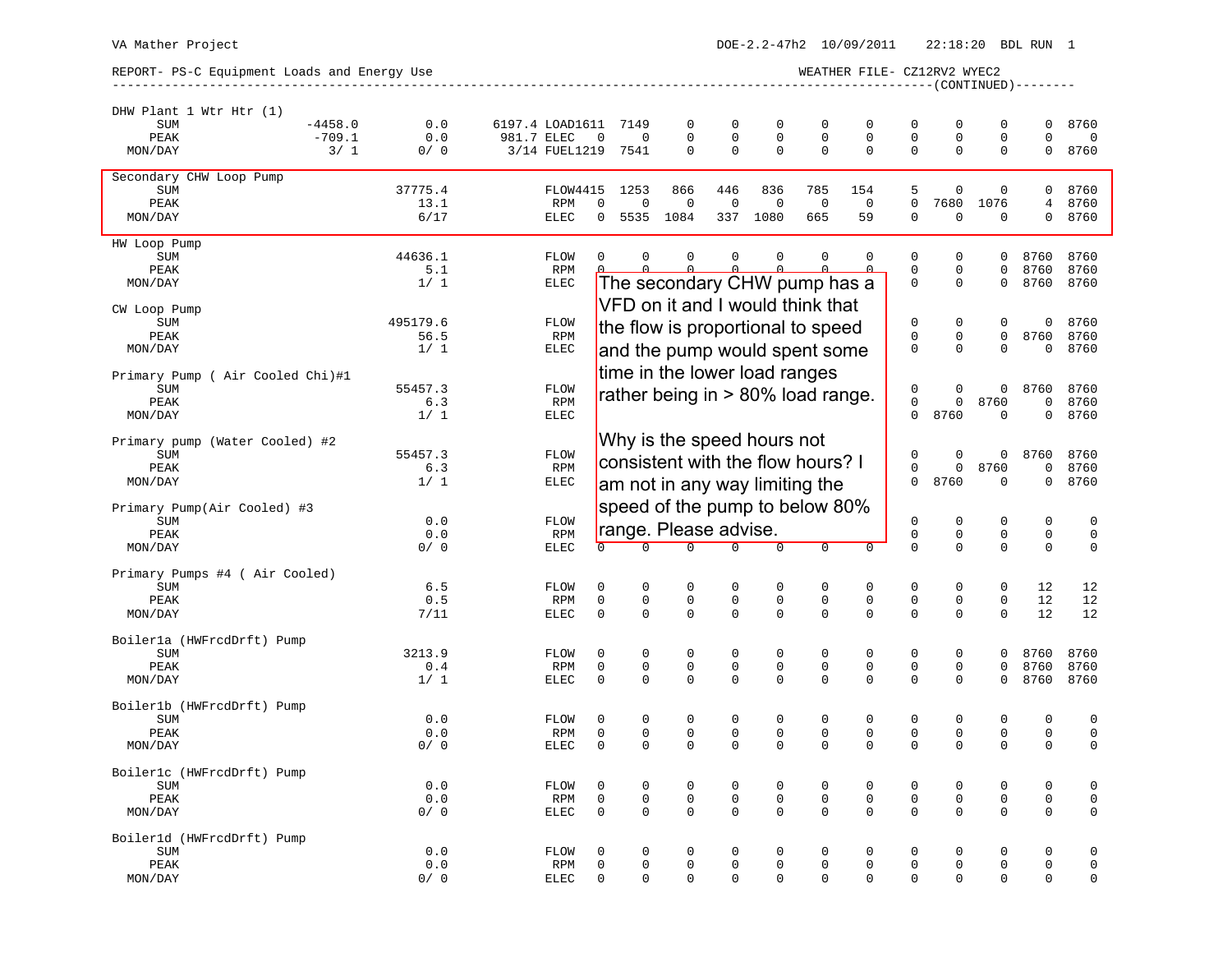REPORT- PS-C Equipment Loads and Energy Use WEATHER FILE- CZ12RV2 WYEC2

--------------------------------------------------------------------------------------------(CONTINUED)--------

| | | | | | | | | | | | | | | | | | |
|---|---|---|---|---|---|---|---|---|---|---|---|---|---|---|---|---|---|
| DHW Plant 1 Wtr Htr (1) | | | | | | | | | | | | | | | | | |
| SUM | -4458.0 | 0.0 | 6197.4 | LOAD | 1611 | 7149 | 0 | 0 | 0 | 0 | 0 | 0 | 0 | 0 | 0 | 8760 |
| PEAK | -709.1 | 0.0 | 981.7 | ELEC | 0 | 0 | 0 | 0 | 0 | 0 | 0 | 0 | 0 | 0 | 0 | 0 |
| MON/DAY | 3/ 1 | 0/ 0 | 3/14 | FUEL | 1219 | 7541 | 0 | 0 | 0 | 0 | 0 | 0 | 0 | 0 | 0 | 8760 |
| Secondary CHW Loop Pump | | | | | | | | | | | | | | | | | |
| SUM | | 37775.4 | | FLOW | 4415 | 1253 | 866 | 446 | 836 | 785 | 154 | 5 | 0 | 0 | 0 | 8760 |
| PEAK | | 13.1 | | RPM | 0 | 0 | 0 | 0 | 0 | 0 | 0 | 0 | 7680 | 1076 | 4 | 8760 |
| MON/DAY | | 6/17 | | ELEC | 0 | 5535 | 1084 | 337 | 1080 | 665 | 59 | 0 | 0 | 0 | 0 | 8760 |
| HW Loop Pump | | | | | | | | | | | | | | | | | |
| SUM | | 44636.1 | | FLOW | 0 | 0 | 0 | 0 | 0 | 0 | 0 | 0 | 0 | 0 | 8760 | 8760 |
| PEAK | | 5.1 | | RPM | | | | | | | | 0 | 0 | 0 | 8760 | 8760 |
| MON/DAY | | 1/ 1 | | ELEC | | | | | | | | 0 | 0 | 0 | 8760 | 8760 |
| CW Loop Pump | | | | | | | | | | | | | | | | | |
| SUM | | 495179.6 | | FLOW | | | | | | | | 0 | 0 | 0 | 0 | 8760 |
| PEAK | | 56.5 | | RPM | | | | | | | | 0 | 0 | 0 | 8760 | 8760 |
| MON/DAY | | 1/ 1 | | ELEC | | | | | | | | 0 | 0 | 0 | 0 | 8760 |
| Primary Pump ( Air Cooled Chi)#1 | | | | | | | | | | | | | | | | | |
| SUM | | 55457.3 | | FLOW | | | | | | | | 0 | 0 | 0 | 8760 | 8760 |
| PEAK | | 6.3 | | RPM | | | | | | | | 0 | 0 | 8760 | 0 | 8760 |
| MON/DAY | | 1/ 1 | | ELEC | | | | | | | | 0 | 8760 | 0 | 0 | 8760 |
| Primary pump (Water Cooled) #2 | | | | | | | | | | | | | | | | | |
| SUM | | 55457.3 | | FLOW | | | | | | | | 0 | 0 | 0 | 8760 | 8760 |
| PEAK | | 6.3 | | RPM | | | | | | | | 0 | 0 | 8760 | 0 | 8760 |
| MON/DAY | | 1/ 1 | | ELEC | | | | | | | | 0 | 8760 | 0 | 0 | 8760 |
| Primary Pump(Air Cooled) #3 | | | | | | | | | | | | | | | | | |
| SUM | | 0.0 | | FLOW | | | | | | | | 0 | 0 | 0 | 0 | 0 |
| PEAK | | 0.0 | | RPM | | | | | | | | 0 | 0 | 0 | 0 | 0 |
| MON/DAY | | 0/ 0 | | ELEC | 0 | 0 | 0 | 0 | 0 | 0 | 0 | 0 | 0 | 0 | 0 | 0 |
| Primary Pumps #4 ( Air Cooled) | | | | | | | | | | | | | | | | | |
| SUM | | 6.5 | | FLOW | 0 | 0 | 0 | 0 | 0 | 0 | 0 | 0 | 0 | 0 | 12 | 12 |
| PEAK | | 0.5 | | RPM | 0 | 0 | 0 | 0 | 0 | 0 | 0 | 0 | 0 | 0 | 12 | 12 |
| MON/DAY | | 7/11 | | ELEC | 0 | 0 | 0 | 0 | 0 | 0 | 0 | 0 | 0 | 0 | 12 | 12 |
| Boiler1a (HWFrcdDrft) Pump | | | | | | | | | | | | | | | | | |
| SUM | | 3213.9 | | FLOW | 0 | 0 | 0 | 0 | 0 | 0 | 0 | 0 | 0 | 0 | 8760 | 8760 |
| PEAK | | 0.4 | | RPM | 0 | 0 | 0 | 0 | 0 | 0 | 0 | 0 | 0 | 0 | 8760 | 8760 |
| MON/DAY | | 1/ 1 | | ELEC | 0 | 0 | 0 | 0 | 0 | 0 | 0 | 0 | 0 | 0 | 8760 | 8760 |
| Boiler1b (HWFrcdDrft) Pump | | | | | | | | | | | | | | | | | |
| SUM | | 0.0 | | FLOW | 0 | 0 | 0 | 0 | 0 | 0 | 0 | 0 | 0 | 0 | 0 | 0 |
| PEAK | | 0.0 | | RPM | 0 | 0 | 0 | 0 | 0 | 0 | 0 | 0 | 0 | 0 | 0 | 0 |
| MON/DAY | | 0/ 0 | | ELEC | 0 | 0 | 0 | 0 | 0 | 0 | 0 | 0 | 0 | 0 | 0 | 0 |
| Boiler1c (HWFrcdDrft) Pump | | | | | | | | | | | | | | | | | |
| SUM | | 0.0 | | FLOW | 0 | 0 | 0 | 0 | 0 | 0 | 0 | 0 | 0 | 0 | 0 | 0 |
| PEAK | | 0.0 | | RPM | 0 | 0 | 0 | 0 | 0 | 0 | 0 | 0 | 0 | 0 | 0 | 0 |
| MON/DAY | | 0/ 0 | | ELEC | 0 | 0 | 0 | 0 | 0 | 0 | 0 | 0 | 0 | 0 | 0 | 0 |
| Boiler1d (HWFrcdDrft) Pump | | | | | | | | | | | | | | | | | |
| SUM | | 0.0 | | FLOW | 0 | 0 | 0 | 0 | 0 | 0 | 0 | 0 | 0 | 0 | 0 | 0 |
| PEAK | | 0.0 | | RPM | 0 | 0 | 0 | 0 | 0 | 0 | 0 | 0 | 0 | 0 | 0 | 0 |
| MON/DAY | | 0/ 0 | | ELEC | 0 | 0 | 0 | 0 | 0 | 0 | 0 | 0 | 0 | 0 | 0 | 0 |

The secondary CHW pump has a VFD on it and I would think that the flow is proportional to speed and the pump would spent some time in the lower load ranges rather being in > 80% load range.

Why is the speed hours not consistent with the flow hours? I am not in any way limiting the speed of the pump to below 80% range. Please advise.